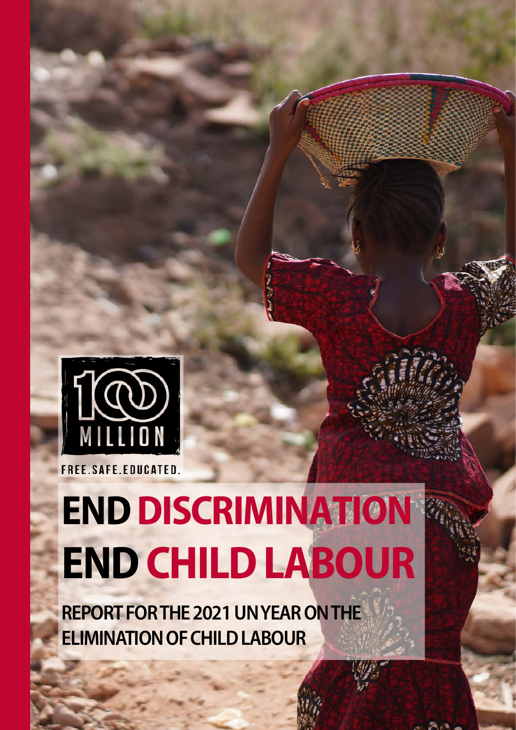100 MILLION

FREE. SAFE. EDUCATED.

# END DISCRIMINATION END CHILD LABOUR

## REPORT FOR THE 2021 UN YEAR ON THE ELIMINATION OF CHILD LABOUR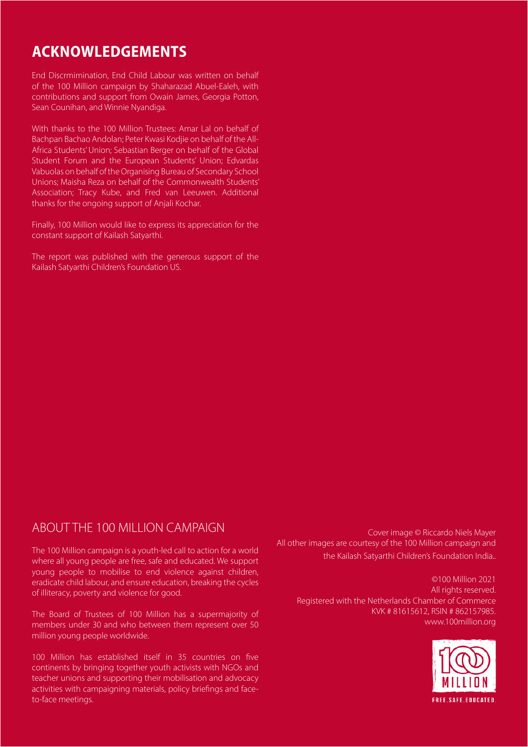# ACKNOWLEDGEMENTS

End Discrmimination, End Child Labour was written on behalf of the 100 Million campaign by Shaharazad Abuel-Ealeh, with contributions and support from Owain James, Georgia Potton, Sean Counihan, and Winnie Nyandiga.

With thanks to the 100 Million Trustees: Amar Lal on behalf of Bachpan Bachao Andolan; Peter Kwasi Kodjie on behalf of the All-Africa Students' Union; Sebastian Berger on behalf of the Global Student Forum and the European Students' Union; Edvardas Vabuolas on behalf of the Organising Bureau of Secondary School Unions; Maisha Reza on behalf of the Commonwealth Students' Association; Tracy Kube, and Fred van Leeuwen. Additional thanks for the ongoing support of Anjali Kochar.

Finally, 100 Million would like to express its appreciation for the constant support of Kailash Satyarthi.

The report was published with the generous support of the Kailash Satyarthi Children's Foundation US.

## ABOUT THE 100 MILLION CAMPAIGN

The 100 Million campaign is a youth-led call to action for a world where all young people are free, safe and educated. We support young people to mobilise to end violence against children, eradicate child labour, and ensure education, breaking the cycles of illiteracy, poverty and violence for good.

The Board of Trustees of 100 Million has a supermajority of members under 30 and who between them represent over 50 million young people worldwide.

100 Million has established itself in 35 countries on five continents by bringing together youth activists with NGOs and teacher unions and supporting their mobilisation and advocacy activities with campaigning materials, policy briefings and face-to-face meetings.

Cover image © Riccardo Niels Mayer
All other images are courtesy of the 100 Million campaign and the Kailash Satyarthi Children's Foundation India..

©100 Million 2021
All rights reserved.
Registered with the Netherlands Chamber of Commerce
KVK # 81615612, RSIN # 862157985.
www.100million.org

100 MILLION
FREE.SAFE.EDUCATED.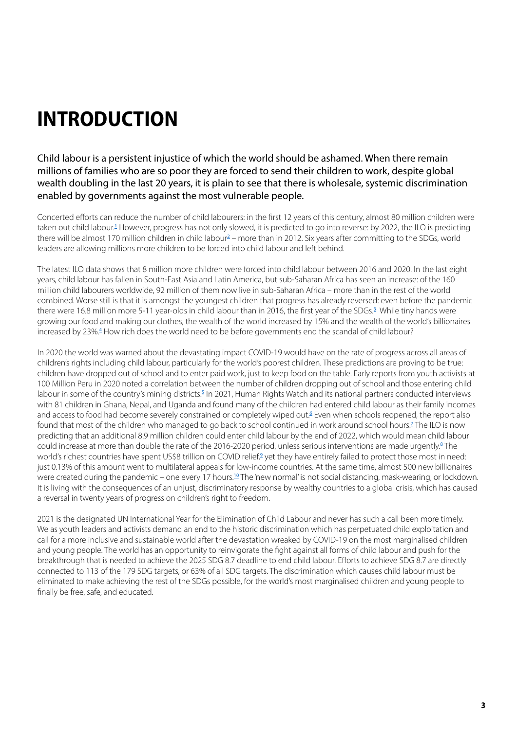# INTRODUCTION

Child labour is a persistent injustice of which the world should be ashamed. When there remain millions of families who are so poor they are forced to send their children to work, despite global wealth doubling in the last 20 years, it is plain to see that there is wholesale, systemic discrimination enabled by governments against the most vulnerable people.

Concerted efforts can reduce the number of child labourers: in the first 12 years of this century, almost 80 million children were taken out child labour.[1] However, progress has not only slowed, it is predicted to go into reverse: by 2022, the ILO is predicting there will be almost 170 million children in child labour[2] – more than in 2012. Six years after committing to the SDGs, world leaders are allowing millions more children to be forced into child labour and left behind.

The latest ILO data shows that 8 million more children were forced into child labour between 2016 and 2020. In the last eight years, child labour has fallen in South-East Asia and Latin America, but sub-Saharan Africa has seen an increase: of the 160 million child labourers worldwide, 92 million of them now live in sub-Saharan Africa – more than in the rest of the world combined. Worse still is that it is amongst the youngest children that progress has already reversed: even before the pandemic there were 16.8 million more 5-11 year-olds in child labour than in 2016, the first year of the SDGs.[3] While tiny hands were growing our food and making our clothes, the wealth of the world increased by 15% and the wealth of the world's billionaires increased by 23%.[4] How rich does the world need to be before governments end the scandal of child labour?

In 2020 the world was warned about the devastating impact COVID-19 would have on the rate of progress across all areas of children's rights including child labour, particularly for the world's poorest children. These predictions are proving to be true: children have dropped out of school and to enter paid work, just to keep food on the table. Early reports from youth activists at 100 Million Peru in 2020 noted a correlation between the number of children dropping out of school and those entering child labour in some of the country's mining districts.[5] In 2021, Human Rights Watch and its national partners conducted interviews with 81 children in Ghana, Nepal, and Uganda and found many of the children had entered child labour as their family incomes and access to food had become severely constrained or completely wiped out.[6] Even when schools reopened, the report also found that most of the children who managed to go back to school continued in work around school hours.[7] The ILO is now predicting that an additional 8.9 million children could enter child labour by the end of 2022, which would mean child labour could increase at more than double the rate of the 2016-2020 period, unless serious interventions are made urgently.[8] The world's richest countries have spent US$8 trillion on COVID relief,[9] yet they have entirely failed to protect those most in need: just 0.13% of this amount went to multilateral appeals for low-income countries. At the same time, almost 500 new billionaires were created during the pandemic – one every 17 hours.[10] The 'new normal' is not social distancing, mask-wearing, or lockdown. It is living with the consequences of an unjust, discriminatory response by wealthy countries to a global crisis, which has caused a reversal in twenty years of progress on children's right to freedom.

2021 is the designated UN International Year for the Elimination of Child Labour and never has such a call been more timely. We as youth leaders and activists demand an end to the historic discrimination which has perpetuated child exploitation and call for a more inclusive and sustainable world after the devastation wreaked by COVID-19 on the most marginalised children and young people. The world has an opportunity to reinvigorate the fight against all forms of child labour and push for the breakthrough that is needed to achieve the 2025 SDG 8.7 deadline to end child labour. Efforts to achieve SDG 8.7 are directly connected to 113 of the 179 SDG targets, or 63% of all SDG targets. The discrimination which causes child labour must be eliminated to make achieving the rest of the SDGs possible, for the world's most marginalised children and young people to finally be free, safe, and educated.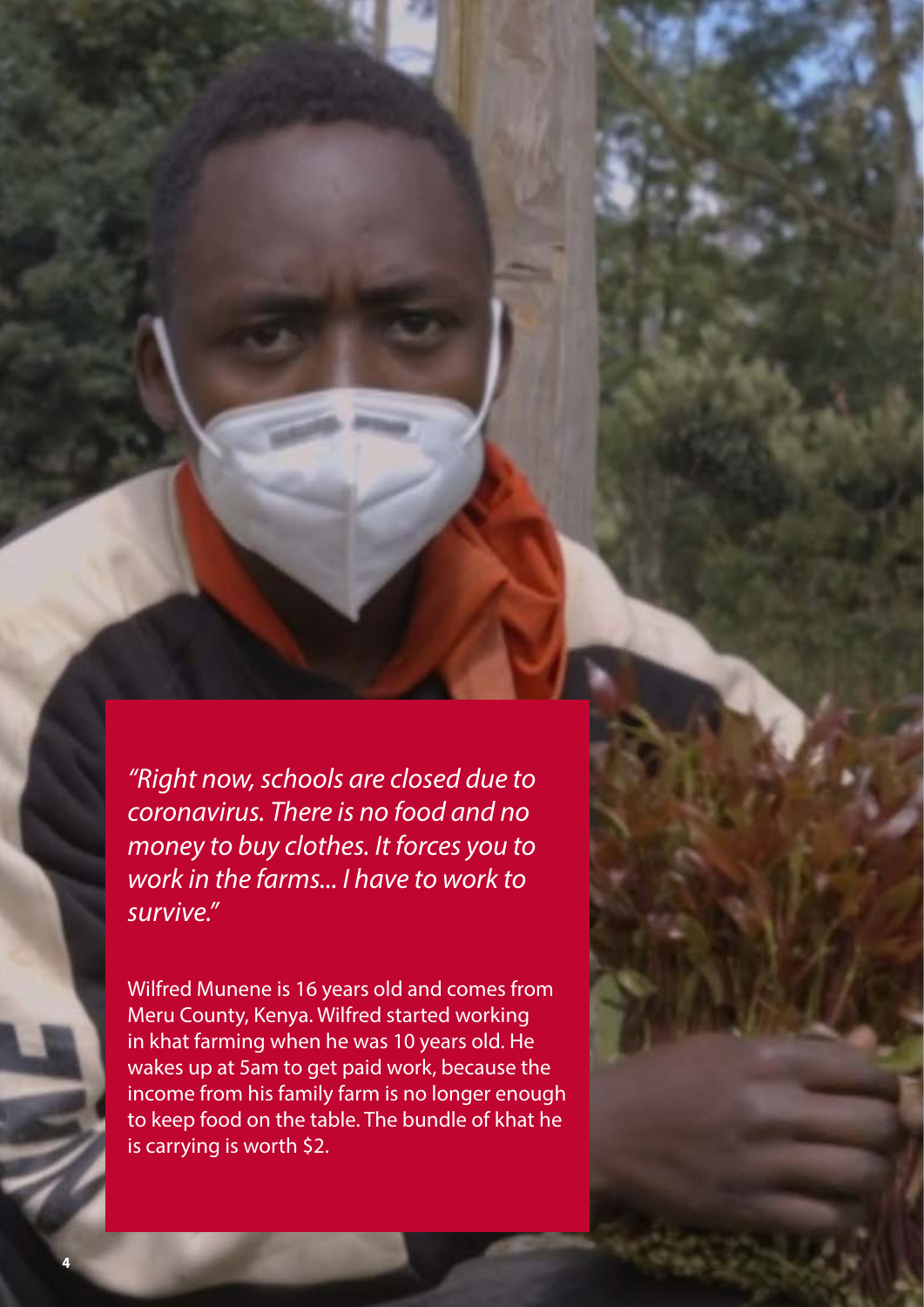*"Right now, schools are closed due to coronavirus. There is no food and no money to buy clothes. It forces you to work in the farms... I have to work to survive."*

Wilfred Munene is 16 years old and comes from Meru County, Kenya. Wilfred started working in khat farming when he was 10 years old. He wakes up at 5am to get paid work, because the income from his family farm is no longer enough to keep food on the table. The bundle of khat he is carrying is worth $2.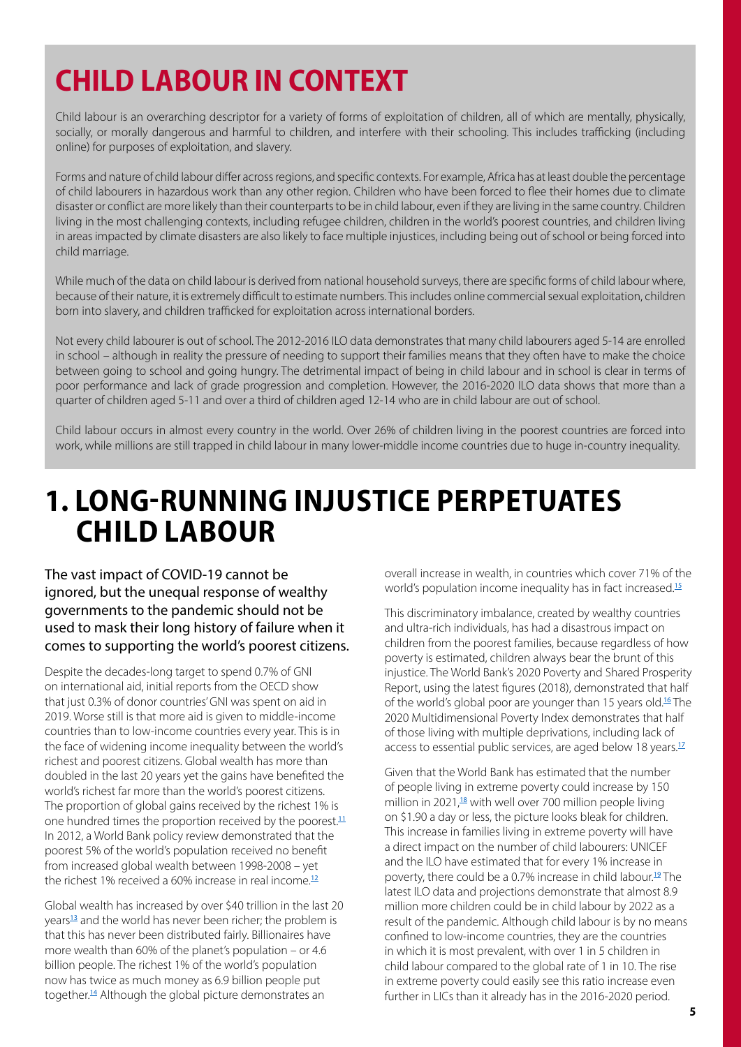# CHILD LABOUR IN CONTEXT

Child labour is an overarching descriptor for a variety of forms of exploitation of children, all of which are mentally, physically, socially, or morally dangerous and harmful to children, and interfere with their schooling. This includes trafficking (including online) for purposes of exploitation, and slavery.

Forms and nature of child labour differ across regions, and specific contexts. For example, Africa has at least double the percentage of child labourers in hazardous work than any other region. Children who have been forced to flee their homes due to climate disaster or conflict are more likely than their counterparts to be in child labour, even if they are living in the same country. Children living in the most challenging contexts, including refugee children, children in the world's poorest countries, and children living in areas impacted by climate disasters are also likely to face multiple injustices, including being out of school or being forced into child marriage.

While much of the data on child labour is derived from national household surveys, there are specific forms of child labour where, because of their nature, it is extremely difficult to estimate numbers. This includes online commercial sexual exploitation, children born into slavery, and children trafficked for exploitation across international borders.

Not every child labourer is out of school. The 2012-2016 ILO data demonstrates that many child labourers aged 5-14 are enrolled in school – although in reality the pressure of needing to support their families means that they often have to make the choice between going to school and going hungry. The detrimental impact of being in child labour and in school is clear in terms of poor performance and lack of grade progression and completion. However, the 2016-2020 ILO data shows that more than a quarter of children aged 5-11 and over a third of children aged 12-14 who are in child labour are out of school.

Child labour occurs in almost every country in the world. Over 26% of children living in the poorest countries are forced into work, while millions are still trapped in child labour in many lower-middle income countries due to huge in-country inequality.

# 1. LONG-RUNNING INJUSTICE PERPETUATES CHILD LABOUR

The vast impact of COVID-19 cannot be ignored, but the unequal response of wealthy governments to the pandemic should not be used to mask their long history of failure when it comes to supporting the world's poorest citizens.

Despite the decades-long target to spend 0.7% of GNI on international aid, initial reports from the OECD show that just 0.3% of donor countries' GNI was spent on aid in 2019. Worse still is that more aid is given to middle-income countries than to low-income countries every year. This is in the face of widening income inequality between the world's richest and poorest citizens. Global wealth has more than doubled in the last 20 years yet the gains have benefited the world's richest far more than the world's poorest citizens. The proportion of global gains received by the richest 1% is one hundred times the proportion received by the poorest.[11] In 2012, a World Bank policy review demonstrated that the poorest 5% of the world's population received no benefit from increased global wealth between 1998-2008 – yet the richest 1% received a 60% increase in real income.[12]

Global wealth has increased by over $40 trillion in the last 20 years[13] and the world has never been richer; the problem is that this has never been distributed fairly. Billionaires have more wealth than 60% of the planet's population – or 4.6 billion people. The richest 1% of the world's population now has twice as much money as 6.9 billion people put together.[14] Although the global picture demonstrates an overall increase in wealth, in countries which cover 71% of the world's population income inequality has in fact increased.[15]

This discriminatory imbalance, created by wealthy countries and ultra-rich individuals, has had a disastrous impact on children from the poorest families, because regardless of how poverty is estimated, children always bear the brunt of this injustice. The World Bank's 2020 Poverty and Shared Prosperity Report, using the latest figures (2018), demonstrated that half of the world's global poor are younger than 15 years old.[16] The 2020 Multidimensional Poverty Index demonstrates that half of those living with multiple deprivations, including lack of access to essential public services, are aged below 18 years.[17]

Given that the World Bank has estimated that the number of people living in extreme poverty could increase by 150 million in 2021,[18] with well over 700 million people living on $1.90 a day or less, the picture looks bleak for children. This increase in families living in extreme poverty will have a direct impact on the number of child labourers: UNICEF and the ILO have estimated that for every 1% increase in poverty, there could be a 0.7% increase in child labour.[19] The latest ILO data and projections demonstrate that almost 8.9 million more children could be in child labour by 2022 as a result of the pandemic. Although child labour is by no means confined to low-income countries, they are the countries in which it is most prevalent, with over 1 in 5 children in child labour compared to the global rate of 1 in 10. The rise in extreme poverty could easily see this ratio increase even further in LICs than it already has in the 2016-2020 period.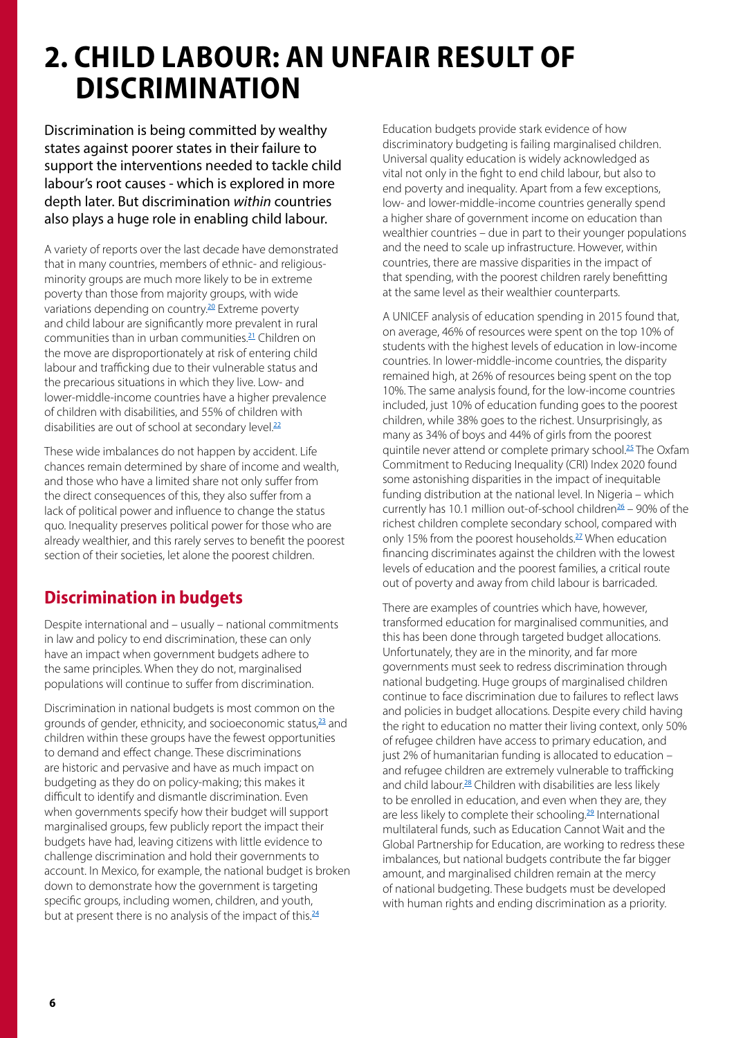# 2. CHILD LABOUR: AN UNFAIR RESULT OF DISCRIMINATION

Discrimination is being committed by wealthy states against poorer states in their failure to support the interventions needed to tackle child labour's root causes - which is explored in more depth later. But discrimination *within* countries also plays a huge role in enabling child labour.

A variety of reports over the last decade have demonstrated that in many countries, members of ethnic- and religious-minority groups are much more likely to be in extreme poverty than those from majority groups, with wide variations depending on country.[20] Extreme poverty and child labour are significantly more prevalent in rural communities than in urban communities.[21] Children on the move are disproportionately at risk of entering child labour and trafficking due to their vulnerable status and the precarious situations in which they live. Low- and lower-middle-income countries have a higher prevalence of children with disabilities, and 55% of children with disabilities are out of school at secondary level.[22]

These wide imbalances do not happen by accident. Life chances remain determined by share of income and wealth, and those who have a limited share not only suffer from the direct consequences of this, they also suffer from a lack of political power and influence to change the status quo. Inequality preserves political power for those who are already wealthier, and this rarely serves to benefit the poorest section of their societies, let alone the poorest children.

## Discrimination in budgets

Despite international and – usually – national commitments in law and policy to end discrimination, these can only have an impact when government budgets adhere to the same principles. When they do not, marginalised populations will continue to suffer from discrimination.

Discrimination in national budgets is most common on the grounds of gender, ethnicity, and socioeconomic status,[23] and children within these groups have the fewest opportunities to demand and effect change. These discriminations are historic and pervasive and have as much impact on budgeting as they do on policy-making; this makes it difficult to identify and dismantle discrimination. Even when governments specify how their budget will support marginalised groups, few publicly report the impact their budgets have had, leaving citizens with little evidence to challenge discrimination and hold their governments to account. In Mexico, for example, the national budget is broken down to demonstrate how the government is targeting specific groups, including women, children, and youth, but at present there is no analysis of the impact of this.[24]

Education budgets provide stark evidence of how discriminatory budgeting is failing marginalised children. Universal quality education is widely acknowledged as vital not only in the fight to end child labour, but also to end poverty and inequality. Apart from a few exceptions, low- and lower-middle-income countries generally spend a higher share of government income on education than wealthier countries – due in part to their younger populations and the need to scale up infrastructure. However, within countries, there are massive disparities in the impact of that spending, with the poorest children rarely benefitting at the same level as their wealthier counterparts.

A UNICEF analysis of education spending in 2015 found that, on average, 46% of resources were spent on the top 10% of students with the highest levels of education in low-income countries. In lower-middle-income countries, the disparity remained high, at 26% of resources being spent on the top 10%. The same analysis found, for the low-income countries included, just 10% of education funding goes to the poorest children, while 38% goes to the richest. Unsurprisingly, as many as 34% of boys and 44% of girls from the poorest quintile never attend or complete primary school.[25] The Oxfam Commitment to Reducing Inequality (CRI) Index 2020 found some astonishing disparities in the impact of inequitable funding distribution at the national level. In Nigeria – which currently has 10.1 million out-of-school children[26] – 90% of the richest children complete secondary school, compared with only 15% from the poorest households.[27] When education financing discriminates against the children with the lowest levels of education and the poorest families, a critical route out of poverty and away from child labour is barricaded.

There are examples of countries which have, however, transformed education for marginalised communities, and this has been done through targeted budget allocations. Unfortunately, they are in the minority, and far more governments must seek to redress discrimination through national budgeting. Huge groups of marginalised children continue to face discrimination due to failures to reflect laws and policies in budget allocations. Despite every child having the right to education no matter their living context, only 50% of refugee children have access to primary education, and just 2% of humanitarian funding is allocated to education – and refugee children are extremely vulnerable to trafficking and child labour.[28] Children with disabilities are less likely to be enrolled in education, and even when they are, they are less likely to complete their schooling.[29] International multilateral funds, such as Education Cannot Wait and the Global Partnership for Education, are working to redress these imbalances, but national budgets contribute the far bigger amount, and marginalised children remain at the mercy of national budgeting. These budgets must be developed with human rights and ending discrimination as a priority.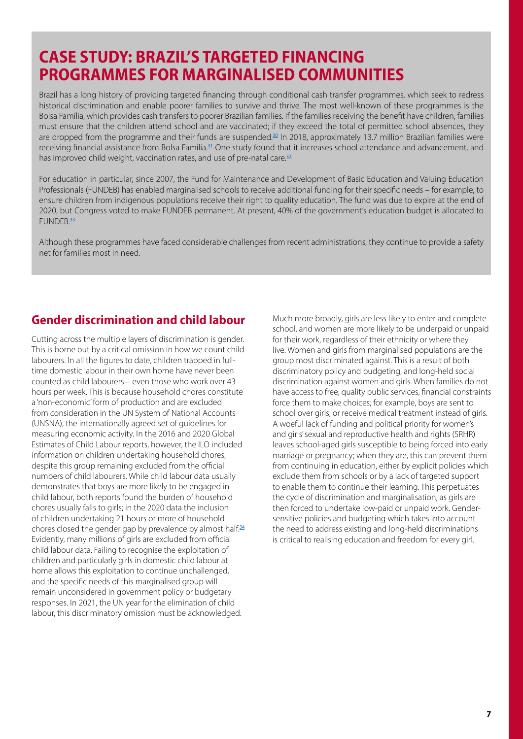## CASE STUDY: BRAZIL'S TARGETED FINANCING PROGRAMMES FOR MARGINALISED COMMUNITIES

Brazil has a long history of providing targeted financing through conditional cash transfer programmes, which seek to redress historical discrimination and enable poorer families to survive and thrive. The most well-known of these programmes is the Bolsa Família, which provides cash transfers to poorer Brazilian families. If the families receiving the benefit have children, families must ensure that the children attend school and are vaccinated; if they exceed the total of permitted school absences, they are dropped from the programme and their funds are suspended.[30] In 2018, approximately 13.7 million Brazilian families were receiving financial assistance from Bolsa Familia.[31] One study found that it increases school attendance and advancement, and has improved child weight, vaccination rates, and use of pre-natal care.[32]

For education in particular, since 2007, the Fund for Maintenance and Development of Basic Education and Valuing Education Professionals (FUNDEB) has enabled marginalised schools to receive additional funding for their specific needs – for example, to ensure children from indigenous populations receive their right to quality education. The fund was due to expire at the end of 2020, but Congress voted to make FUNDEB permanent. At present, 40% of the government's education budget is allocated to FUNDEB.[33]

Although these programmes have faced considerable challenges from recent administrations, they continue to provide a safety net for families most in need.

## Gender discrimination and child labour

Cutting across the multiple layers of discrimination is gender. This is borne out by a critical omission in how we count child labourers. In all the figures to date, children trapped in full-time domestic labour in their own home have never been counted as child labourers – even those who work over 43 hours per week. This is because household chores constitute a 'non-economic' form of production and are excluded from consideration in the UN System of National Accounts (UNSNA), the internationally agreed set of guidelines for measuring economic activity. In the 2016 and 2020 Global Estimates of Child Labour reports, however, the ILO included information on children undertaking household chores, despite this group remaining excluded from the official numbers of child labourers. While child labour data usually demonstrates that boys are more likely to be engaged in child labour, both reports found the burden of household chores usually falls to girls; in the 2020 data the inclusion of children undertaking 21 hours or more of household chores closed the gender gap by prevalence by almost half.[34] Evidently, many millions of girls are excluded from official child labour data. Failing to recognise the exploitation of children and particularly girls in domestic child labour at home allows this exploitation to continue unchallenged, and the specific needs of this marginalised group will remain unconsidered in government policy or budgetary responses. In 2021, the UN year for the elimination of child labour, this discriminatory omission must be acknowledged.

Much more broadly, girls are less likely to enter and complete school, and women are more likely to be underpaid or unpaid for their work, regardless of their ethnicity or where they live. Women and girls from marginalised populations are the group most discriminated against. This is a result of both discriminatory policy and budgeting, and long-held social discrimination against women and girls. When families do not have access to free, quality public services, financial constraints force them to make choices; for example, boys are sent to school over girls, or receive medical treatment instead of girls. A woeful lack of funding and political priority for women's and girls' sexual and reproductive health and rights (SRHR) leaves school-aged girls susceptible to being forced into early marriage or pregnancy; when they are, this can prevent them from continuing in education, either by explicit policies which exclude them from schools or by a lack of targeted support to enable them to continue their learning. This perpetuates the cycle of discrimination and marginalisation, as girls are then forced to undertake low-paid or unpaid work. Gender-sensitive policies and budgeting which takes into account the need to address existing and long-held discriminations is critical to realising education and freedom for every girl.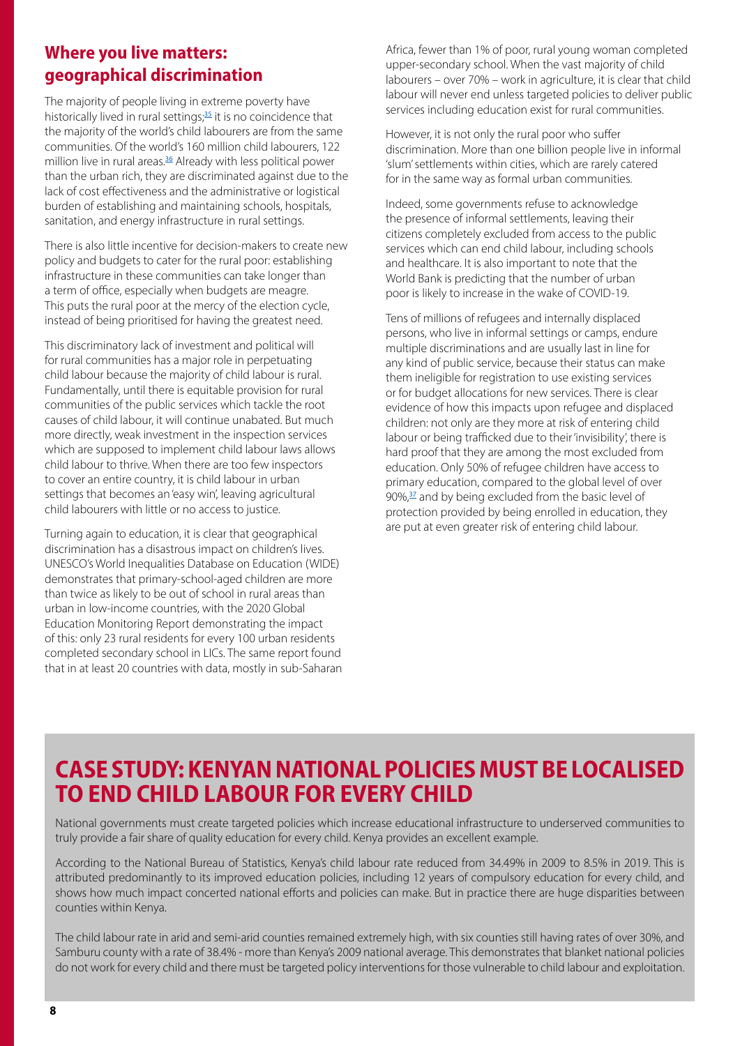## Where you live matters: geographical discrimination

The majority of people living in extreme poverty have historically lived in rural settings;[35] it is no coincidence that the majority of the world's child labourers are from the same communities. Of the world's 160 million child labourers, 122 million live in rural areas.[36] Already with less political power than the urban rich, they are discriminated against due to the lack of cost effectiveness and the administrative or logistical burden of establishing and maintaining schools, hospitals, sanitation, and energy infrastructure in rural settings.

There is also little incentive for decision-makers to create new policy and budgets to cater for the rural poor: establishing infrastructure in these communities can take longer than a term of office, especially when budgets are meagre. This puts the rural poor at the mercy of the election cycle, instead of being prioritised for having the greatest need.

This discriminatory lack of investment and political will for rural communities has a major role in perpetuating child labour because the majority of child labour is rural. Fundamentally, until there is equitable provision for rural communities of the public services which tackle the root causes of child labour, it will continue unabated. But much more directly, weak investment in the inspection services which are supposed to implement child labour laws allows child labour to thrive. When there are too few inspectors to cover an entire country, it is child labour in urban settings that becomes an 'easy win', leaving agricultural child labourers with little or no access to justice.

Turning again to education, it is clear that geographical discrimination has a disastrous impact on children's lives. UNESCO's World Inequalities Database on Education (WIDE) demonstrates that primary-school-aged children are more than twice as likely to be out of school in rural areas than urban in low-income countries, with the 2020 Global Education Monitoring Report demonstrating the impact of this: only 23 rural residents for every 100 urban residents completed secondary school in LICs. The same report found that in at least 20 countries with data, mostly in sub-Saharan Africa, fewer than 1% of poor, rural young woman completed upper-secondary school. When the vast majority of child labourers – over 70% – work in agriculture, it is clear that child labour will never end unless targeted policies to deliver public services including education exist for rural communities.

However, it is not only the rural poor who suffer discrimination. More than one billion people live in informal 'slum' settlements within cities, which are rarely catered for in the same way as formal urban communities.

Indeed, some governments refuse to acknowledge the presence of informal settlements, leaving their citizens completely excluded from access to the public services which can end child labour, including schools and healthcare. It is also important to note that the World Bank is predicting that the number of urban poor is likely to increase in the wake of COVID-19.

Tens of millions of refugees and internally displaced persons, who live in informal settings or camps, endure multiple discriminations and are usually last in line for any kind of public service, because their status can make them ineligible for registration to use existing services or for budget allocations for new services. There is clear evidence of how this impacts upon refugee and displaced children: not only are they more at risk of entering child labour or being trafficked due to their 'invisibility', there is hard proof that they are among the most excluded from education. Only 50% of refugee children have access to primary education, compared to the global level of over 90%,[37] and by being excluded from the basic level of protection provided by being enrolled in education, they are put at even greater risk of entering child labour.

## CASE STUDY: KENYAN NATIONAL POLICIES MUST BE LOCALISED TO END CHILD LABOUR FOR EVERY CHILD

National governments must create targeted policies which increase educational infrastructure to underserved communities to truly provide a fair share of quality education for every child. Kenya provides an excellent example.

According to the National Bureau of Statistics, Kenya's child labour rate reduced from 34.49% in 2009 to 8.5% in 2019. This is attributed predominantly to its improved education policies, including 12 years of compulsory education for every child, and shows how much impact concerted national efforts and policies can make. But in practice there are huge disparities between counties within Kenya.

The child labour rate in arid and semi-arid counties remained extremely high, with six counties still having rates of over 30%, and Samburu county with a rate of 38.4% - more than Kenya's 2009 national average. This demonstrates that blanket national policies do not work for every child and there must be targeted policy interventions for those vulnerable to child labour and exploitation.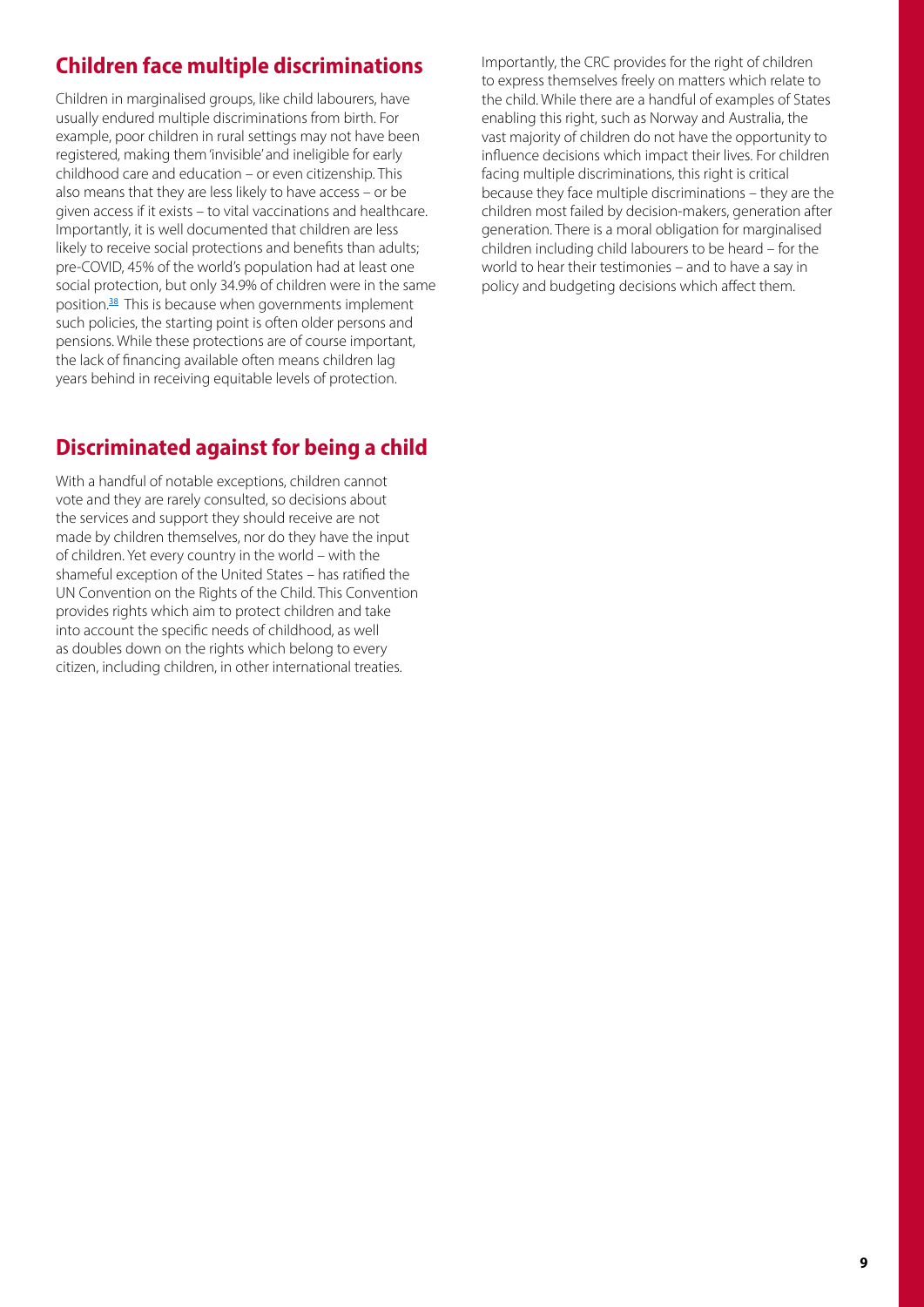## Children face multiple discriminations

Children in marginalised groups, like child labourers, have usually endured multiple discriminations from birth. For example, poor children in rural settings may not have been registered, making them 'invisible' and ineligible for early childhood care and education – or even citizenship. This also means that they are less likely to have access – or be given access if it exists – to vital vaccinations and healthcare. Importantly, it is well documented that children are less likely to receive social protections and benefits than adults; pre-COVID, 45% of the world's population had at least one social protection, but only 34.9% of children were in the same position.[38] This is because when governments implement such policies, the starting point is often older persons and pensions. While these protections are of course important, the lack of financing available often means children lag years behind in receiving equitable levels of protection.

## Discriminated against for being a child

With a handful of notable exceptions, children cannot vote and they are rarely consulted, so decisions about the services and support they should receive are not made by children themselves, nor do they have the input of children. Yet every country in the world – with the shameful exception of the United States – has ratified the UN Convention on the Rights of the Child. This Convention provides rights which aim to protect children and take into account the specific needs of childhood, as well as doubles down on the rights which belong to every citizen, including children, in other international treaties.

Importantly, the CRC provides for the right of children to express themselves freely on matters which relate to the child. While there are a handful of examples of States enabling this right, such as Norway and Australia, the vast majority of children do not have the opportunity to influence decisions which impact their lives. For children facing multiple discriminations, this right is critical because they face multiple discriminations – they are the children most failed by decision-makers, generation after generation. There is a moral obligation for marginalised children including child labourers to be heard – for the world to hear their testimonies – and to have a say in policy and budgeting decisions which affect them.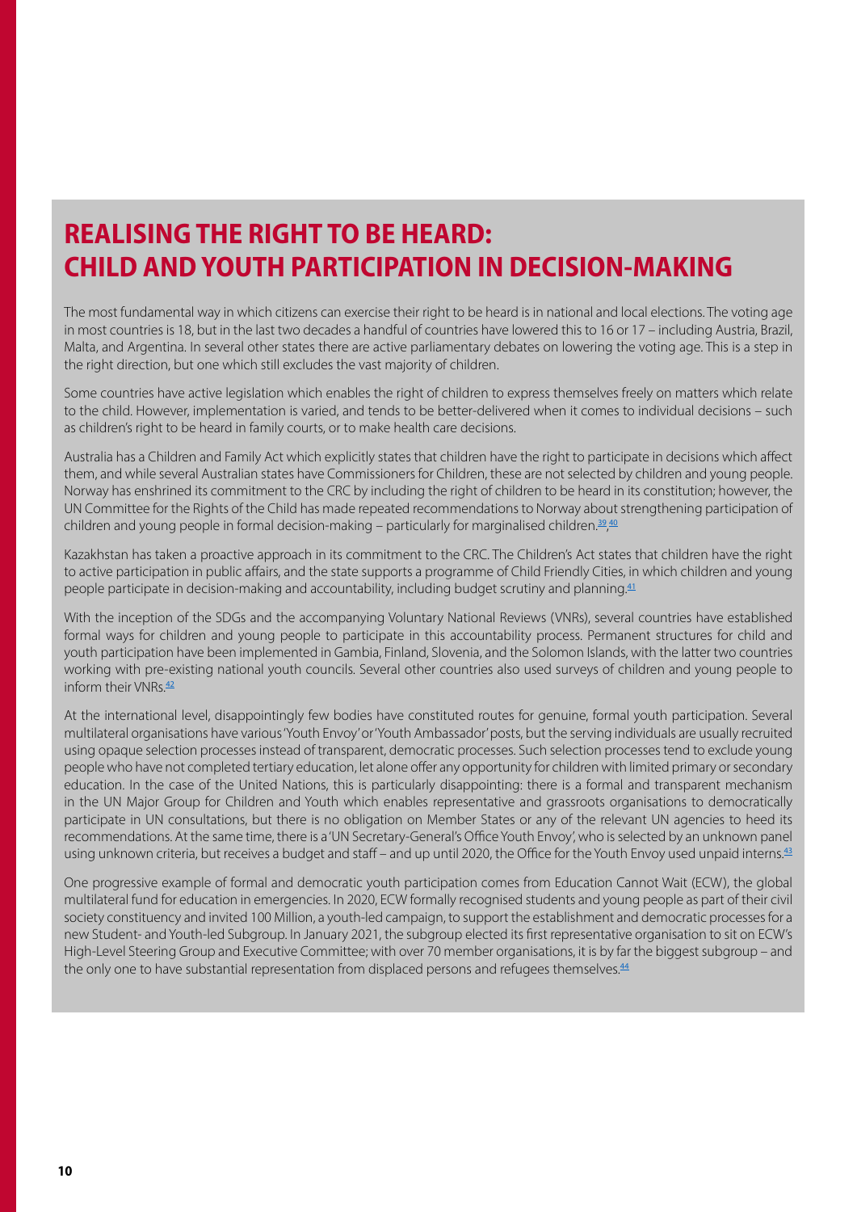# REALISING THE RIGHT TO BE HEARD: CHILD AND YOUTH PARTICIPATION IN DECISION-MAKING

The most fundamental way in which citizens can exercise their right to be heard is in national and local elections. The voting age in most countries is 18, but in the last two decades a handful of countries have lowered this to 16 or 17 – including Austria, Brazil, Malta, and Argentina. In several other states there are active parliamentary debates on lowering the voting age. This is a step in the right direction, but one which still excludes the vast majority of children.

Some countries have active legislation which enables the right of children to express themselves freely on matters which relate to the child. However, implementation is varied, and tends to be better-delivered when it comes to individual decisions – such as children's right to be heard in family courts, or to make health care decisions.

Australia has a Children and Family Act which explicitly states that children have the right to participate in decisions which affect them, and while several Australian states have Commissioners for Children, these are not selected by children and young people. Norway has enshrined its commitment to the CRC by including the right of children to be heard in its constitution; however, the UN Committee for the Rights of the Child has made repeated recommendations to Norway about strengthening participation of children and young people in formal decision-making – particularly for marginalised children.[39],[40]

Kazakhstan has taken a proactive approach in its commitment to the CRC. The Children's Act states that children have the right to active participation in public affairs, and the state supports a programme of Child Friendly Cities, in which children and young people participate in decision-making and accountability, including budget scrutiny and planning.[41]

With the inception of the SDGs and the accompanying Voluntary National Reviews (VNRs), several countries have established formal ways for children and young people to participate in this accountability process. Permanent structures for child and youth participation have been implemented in Gambia, Finland, Slovenia, and the Solomon Islands, with the latter two countries working with pre-existing national youth councils. Several other countries also used surveys of children and young people to inform their VNRs.[42]

At the international level, disappointingly few bodies have constituted routes for genuine, formal youth participation. Several multilateral organisations have various 'Youth Envoy' or 'Youth Ambassador' posts, but the serving individuals are usually recruited using opaque selection processes instead of transparent, democratic processes. Such selection processes tend to exclude young people who have not completed tertiary education, let alone offer any opportunity for children with limited primary or secondary education. In the case of the United Nations, this is particularly disappointing: there is a formal and transparent mechanism in the UN Major Group for Children and Youth which enables representative and grassroots organisations to democratically participate in UN consultations, but there is no obligation on Member States or any of the relevant UN agencies to heed its recommendations. At the same time, there is a 'UN Secretary-General's Office Youth Envoy', who is selected by an unknown panel using unknown criteria, but receives a budget and staff – and up until 2020, the Office for the Youth Envoy used unpaid interns.[43]

One progressive example of formal and democratic youth participation comes from Education Cannot Wait (ECW), the global multilateral fund for education in emergencies. In 2020, ECW formally recognised students and young people as part of their civil society constituency and invited 100 Million, a youth-led campaign, to support the establishment and democratic processes for a new Student- and Youth-led Subgroup. In January 2021, the subgroup elected its first representative organisation to sit on ECW's High-Level Steering Group and Executive Committee; with over 70 member organisations, it is by far the biggest subgroup – and the only one to have substantial representation from displaced persons and refugees themselves.[44]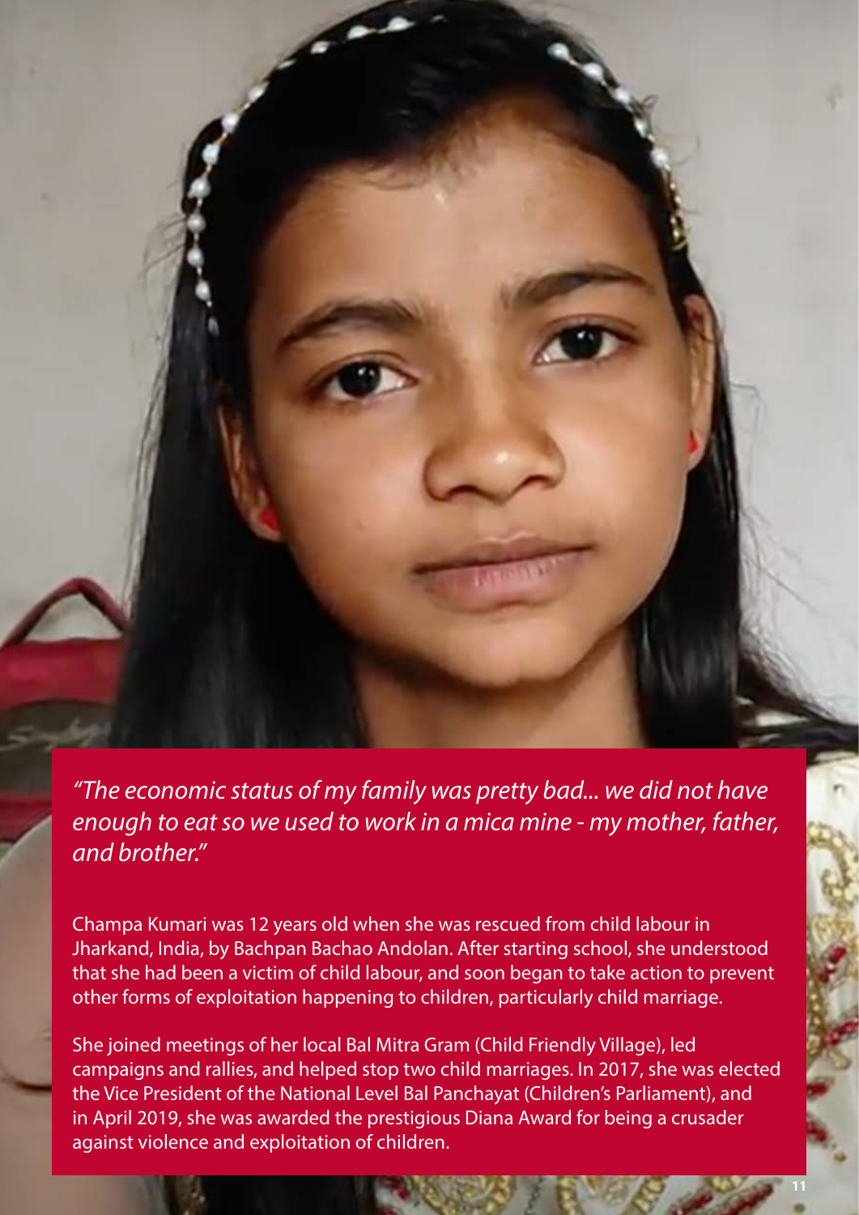*"The economic status of my family was pretty bad... we did not have enough to eat so we used to work in a mica mine - my mother, father, and brother."*

Champa Kumari was 12 years old when she was rescued from child labour in Jharkand, India, by Bachpan Bachao Andolan. After starting school, she understood that she had been a victim of child labour, and soon began to take action to prevent other forms of exploitation happening to children, particularly child marriage.

She joined meetings of her local Bal Mitra Gram (Child Friendly Village), led campaigns and rallies, and helped stop two child marriages. In 2017, she was elected the Vice President of the National Level Bal Panchayat (Children's Parliament), and in April 2019, she was awarded the prestigious Diana Award for being a crusader against violence and exploitation of children.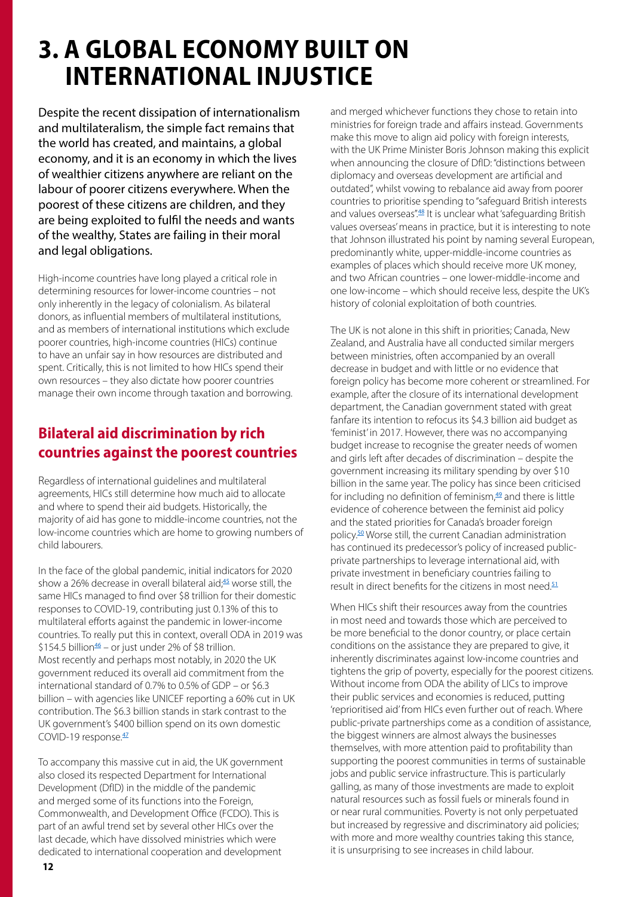# 3. A GLOBAL ECONOMY BUILT ON INTERNATIONAL INJUSTICE

Despite the recent dissipation of internationalism and multilateralism, the simple fact remains that the world has created, and maintains, a global economy, and it is an economy in which the lives of wealthier citizens anywhere are reliant on the labour of poorer citizens everywhere. When the poorest of these citizens are children, and they are being exploited to fulfil the needs and wants of the wealthy, States are failing in their moral and legal obligations.

High-income countries have long played a critical role in determining resources for lower-income countries – not only inherently in the legacy of colonialism. As bilateral donors, as influential members of multilateral institutions, and as members of international institutions which exclude poorer countries, high-income countries (HICs) continue to have an unfair say in how resources are distributed and spent. Critically, this is not limited to how HICs spend their own resources – they also dictate how poorer countries manage their own income through taxation and borrowing.

## Bilateral aid discrimination by rich countries against the poorest countries

Regardless of international guidelines and multilateral agreements, HICs still determine how much aid to allocate and where to spend their aid budgets. Historically, the majority of aid has gone to middle-income countries, not the low-income countries which are home to growing numbers of child labourers.

In the face of the global pandemic, initial indicators for 2020 show a 26% decrease in overall bilateral aid;[45] worse still, the same HICs managed to find over $8 trillion for their domestic responses to COVID-19, contributing just 0.13% of this to multilateral efforts against the pandemic in lower-income countries. To really put this in context, overall ODA in 2019 was $154.5 billion[46] – or just under 2% of $8 trillion. Most recently and perhaps most notably, in 2020 the UK government reduced its overall aid commitment from the international standard of 0.7% to 0.5% of GDP – or $6.3 billion – with agencies like UNICEF reporting a 60% cut in UK contribution. The $6.3 billion stands in stark contrast to the UK government's $400 billion spend on its own domestic COVID-19 response.[47]

To accompany this massive cut in aid, the UK government also closed its respected Department for International Development (DfID) in the middle of the pandemic and merged some of its functions into the Foreign, Commonwealth, and Development Office (FCDO). This is part of an awful trend set by several other HICs over the last decade, which have dissolved ministries which were dedicated to international cooperation and development and merged whichever functions they chose to retain into ministries for foreign trade and affairs instead. Governments make this move to align aid policy with foreign interests, with the UK Prime Minister Boris Johnson making this explicit when announcing the closure of DfID: "distinctions between diplomacy and overseas development are artificial and outdated", whilst vowing to rebalance aid away from poorer countries to prioritise spending to "safeguard British interests and values overseas".[48] It is unclear what 'safeguarding British values overseas' means in practice, but it is interesting to note that Johnson illustrated his point by naming several European, predominantly white, upper-middle-income countries as examples of places which should receive more UK money, and two African countries – one lower-middle-income and one low-income – which should receive less, despite the UK's history of colonial exploitation of both countries.

The UK is not alone in this shift in priorities; Canada, New Zealand, and Australia have all conducted similar mergers between ministries, often accompanied by an overall decrease in budget and with little or no evidence that foreign policy has become more coherent or streamlined. For example, after the closure of its international development department, the Canadian government stated with great fanfare its intention to refocus its $4.3 billion aid budget as 'feminist' in 2017. However, there was no accompanying budget increase to recognise the greater needs of women and girls left after decades of discrimination – despite the government increasing its military spending by over $10 billion in the same year. The policy has since been criticised for including no definition of feminism,[49] and there is little evidence of coherence between the feminist aid policy and the stated priorities for Canada's broader foreign policy.[50] Worse still, the current Canadian administration has continued its predecessor's policy of increased public-private partnerships to leverage international aid, with private investment in beneficiary countries failing to result in direct benefits for the citizens in most need.[51]

When HICs shift their resources away from the countries in most need and towards those which are perceived to be more beneficial to the donor country, or place certain conditions on the assistance they are prepared to give, it inherently discriminates against low-income countries and tightens the grip of poverty, especially for the poorest citizens. Without income from ODA the ability of LICs to improve their public services and economies is reduced, putting 'reprioritised aid' from HICs even further out of reach. Where public-private partnerships come as a condition of assistance, the biggest winners are almost always the businesses themselves, with more attention paid to profitability than supporting the poorest communities in terms of sustainable jobs and public service infrastructure. This is particularly galling, as many of those investments are made to exploit natural resources such as fossil fuels or minerals found in or near rural communities. Poverty is not only perpetuated but increased by regressive and discriminatory aid policies; with more and more wealthy countries taking this stance, it is unsurprising to see increases in child labour.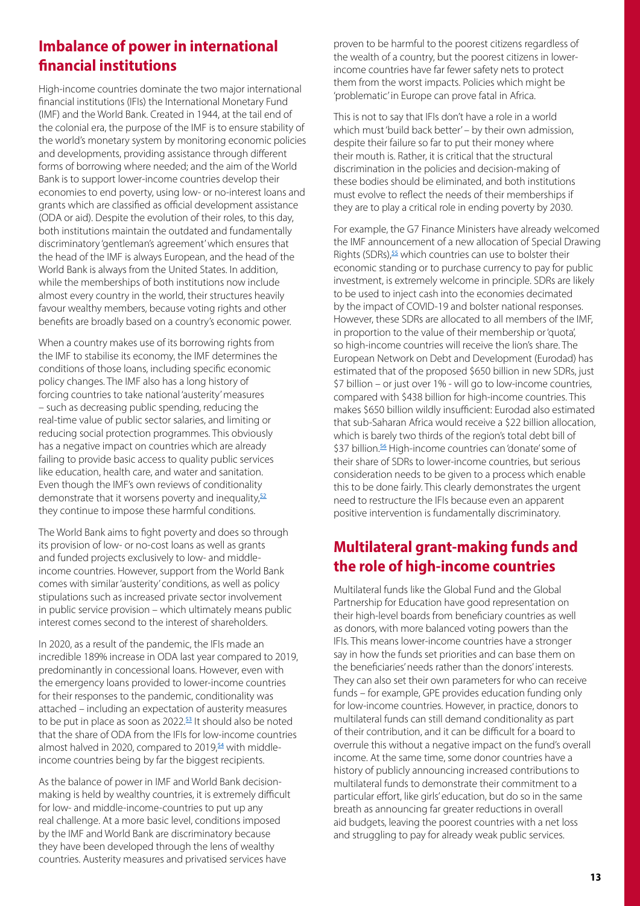## Imbalance of power in international financial institutions

High-income countries dominate the two major international financial institutions (IFIs) the International Monetary Fund (IMF) and the World Bank. Created in 1944, at the tail end of the colonial era, the purpose of the IMF is to ensure stability of the world's monetary system by monitoring economic policies and developments, providing assistance through different forms of borrowing where needed; and the aim of the World Bank is to support lower-income countries develop their economies to end poverty, using low- or no-interest loans and grants which are classified as official development assistance (ODA or aid). Despite the evolution of their roles, to this day, both institutions maintain the outdated and fundamentally discriminatory 'gentleman's agreement' which ensures that the head of the IMF is always European, and the head of the World Bank is always from the United States. In addition, while the memberships of both institutions now include almost every country in the world, their structures heavily favour wealthy members, because voting rights and other benefits are broadly based on a country's economic power.

When a country makes use of its borrowing rights from the IMF to stabilise its economy, the IMF determines the conditions of those loans, including specific economic policy changes. The IMF also has a long history of forcing countries to take national 'austerity' measures – such as decreasing public spending, reducing the real-time value of public sector salaries, and limiting or reducing social protection programmes. This obviously has a negative impact on countries which are already failing to provide basic access to quality public services like education, health care, and water and sanitation. Even though the IMF's own reviews of conditionality demonstrate that it worsens poverty and inequality,[52] they continue to impose these harmful conditions.

The World Bank aims to fight poverty and does so through its provision of low- or no-cost loans as well as grants and funded projects exclusively to low- and middle-income countries. However, support from the World Bank comes with similar 'austerity' conditions, as well as policy stipulations such as increased private sector involvement in public service provision – which ultimately means public interest comes second to the interest of shareholders.

In 2020, as a result of the pandemic, the IFIs made an incredible 189% increase in ODA last year compared to 2019, predominantly in concessional loans. However, even with the emergency loans provided to lower-income countries for their responses to the pandemic, conditionality was attached – including an expectation of austerity measures to be put in place as soon as 2022.[53] It should also be noted that the share of ODA from the IFIs for low-income countries almost halved in 2020, compared to 2019,[54] with middle-income countries being by far the biggest recipients.

As the balance of power in IMF and World Bank decision-making is held by wealthy countries, it is extremely difficult for low- and middle-income-countries to put up any real challenge. At a more basic level, conditions imposed by the IMF and World Bank are discriminatory because they have been developed through the lens of wealthy countries. Austerity measures and privatised services have proven to be harmful to the poorest citizens regardless of the wealth of a country, but the poorest citizens in lower-income countries have far fewer safety nets to protect them from the worst impacts. Policies which might be 'problematic' in Europe can prove fatal in Africa.

This is not to say that IFIs don't have a role in a world which must 'build back better' – by their own admission, despite their failure so far to put their money where their mouth is. Rather, it is critical that the structural discrimination in the policies and decision-making of these bodies should be eliminated, and both institutions must evolve to reflect the needs of their memberships if they are to play a critical role in ending poverty by 2030.

For example, the G7 Finance Ministers have already welcomed the IMF announcement of a new allocation of Special Drawing Rights (SDRs),[55] which countries can use to bolster their economic standing or to purchase currency to pay for public investment, is extremely welcome in principle. SDRs are likely to be used to inject cash into the economies decimated by the impact of COVID-19 and bolster national responses. However, these SDRs are allocated to all members of the IMF, in proportion to the value of their membership or 'quota', so high-income countries will receive the lion's share. The European Network on Debt and Development (Eurodad) has estimated that of the proposed $650 billion in new SDRs, just $7 billion – or just over 1% - will go to low-income countries, compared with $438 billion for high-income countries. This makes $650 billion wildly insufficient: Eurodad also estimated that sub-Saharan Africa would receive a $22 billion allocation, which is barely two thirds of the region's total debt bill of $37 billion.[56] High-income countries can 'donate' some of their share of SDRs to lower-income countries, but serious consideration needs to be given to a process which enable this to be done fairly. This clearly demonstrates the urgent need to restructure the IFIs because even an apparent positive intervention is fundamentally discriminatory.

## Multilateral grant-making funds and the role of high-income countries

Multilateral funds like the Global Fund and the Global Partnership for Education have good representation on their high-level boards from beneficiary countries as well as donors, with more balanced voting powers than the IFIs. This means lower-income countries have a stronger say in how the funds set priorities and can base them on the beneficiaries' needs rather than the donors' interests. They can also set their own parameters for who can receive funds – for example, GPE provides education funding only for low-income countries. However, in practice, donors to multilateral funds can still demand conditionality as part of their contribution, and it can be difficult for a board to overrule this without a negative impact on the fund's overall income. At the same time, some donor countries have a history of publicly announcing increased contributions to multilateral funds to demonstrate their commitment to a particular effort, like girls' education, but do so in the same breath as announcing far greater reductions in overall aid budgets, leaving the poorest countries with a net loss and struggling to pay for already weak public services.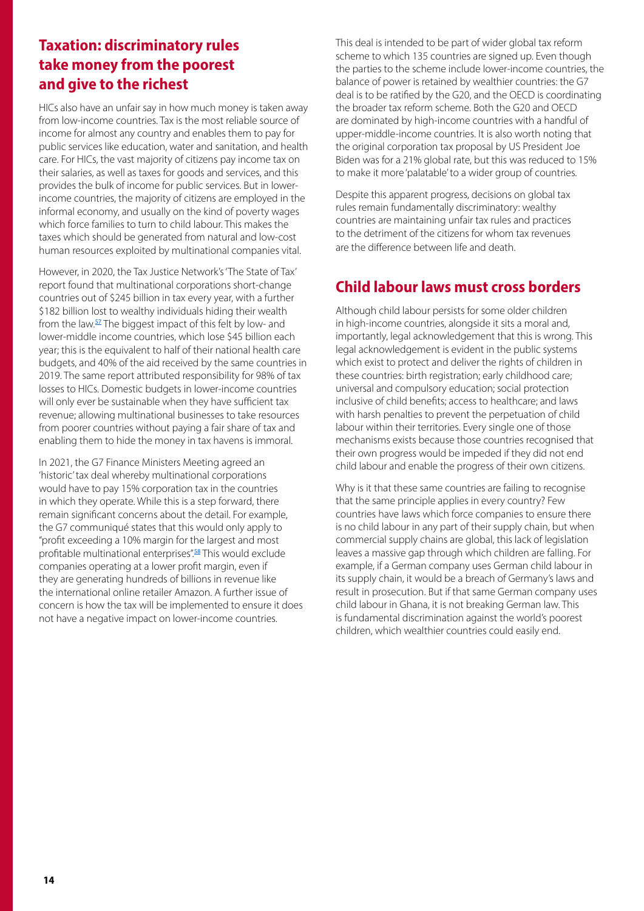## Taxation: discriminatory rules take money from the poorest and give to the richest

HICs also have an unfair say in how much money is taken away from low-income countries. Tax is the most reliable source of income for almost any country and enables them to pay for public services like education, water and sanitation, and health care. For HICs, the vast majority of citizens pay income tax on their salaries, as well as taxes for goods and services, and this provides the bulk of income for public services. But in lower-income countries, the majority of citizens are employed in the informal economy, and usually on the kind of poverty wages which force families to turn to child labour. This makes the taxes which should be generated from natural and low-cost human resources exploited by multinational companies vital.

However, in 2020, the Tax Justice Network's 'The State of Tax' report found that multinational corporations short-change countries out of $245 billion in tax every year, with a further $182 billion lost to wealthy individuals hiding their wealth from the law.[57] The biggest impact of this felt by low- and lower-middle income countries, which lose $45 billion each year; this is the equivalent to half of their national health care budgets, and 40% of the aid received by the same countries in 2019. The same report attributed responsibility for 98% of tax losses to HICs. Domestic budgets in lower-income countries will only ever be sustainable when they have sufficient tax revenue; allowing multinational businesses to take resources from poorer countries without paying a fair share of tax and enabling them to hide the money in tax havens is immoral.

In 2021, the G7 Finance Ministers Meeting agreed an 'historic' tax deal whereby multinational corporations would have to pay 15% corporation tax in the countries in which they operate. While this is a step forward, there remain significant concerns about the detail. For example, the G7 communiqué states that this would only apply to "profit exceeding a 10% margin for the largest and most profitable multinational enterprises".[58] This would exclude companies operating at a lower profit margin, even if they are generating hundreds of billions in revenue like the international online retailer Amazon. A further issue of concern is how the tax will be implemented to ensure it does not have a negative impact on lower-income countries.

This deal is intended to be part of wider global tax reform scheme to which 135 countries are signed up. Even though the parties to the scheme include lower-income countries, the balance of power is retained by wealthier countries: the G7 deal is to be ratified by the G20, and the OECD is coordinating the broader tax reform scheme. Both the G20 and OECD are dominated by high-income countries with a handful of upper-middle-income countries. It is also worth noting that the original corporation tax proposal by US President Joe Biden was for a 21% global rate, but this was reduced to 15% to make it more 'palatable' to a wider group of countries.

Despite this apparent progress, decisions on global tax rules remain fundamentally discriminatory: wealthy countries are maintaining unfair tax rules and practices to the detriment of the citizens for whom tax revenues are the difference between life and death.

## Child labour laws must cross borders

Although child labour persists for some older children in high-income countries, alongside it sits a moral and, importantly, legal acknowledgement that this is wrong. This legal acknowledgement is evident in the public systems which exist to protect and deliver the rights of children in these countries: birth registration; early childhood care; universal and compulsory education; social protection inclusive of child benefits; access to healthcare; and laws with harsh penalties to prevent the perpetuation of child labour within their territories. Every single one of those mechanisms exists because those countries recognised that their own progress would be impeded if they did not end child labour and enable the progress of their own citizens.

Why is it that these same countries are failing to recognise that the same principle applies in every country? Few countries have laws which force companies to ensure there is no child labour in any part of their supply chain, but when commercial supply chains are global, this lack of legislation leaves a massive gap through which children are falling. For example, if a German company uses German child labour in its supply chain, it would be a breach of Germany's laws and result in prosecution. But if that same German company uses child labour in Ghana, it is not breaking German law. This is fundamental discrimination against the world's poorest children, which wealthier countries could easily end.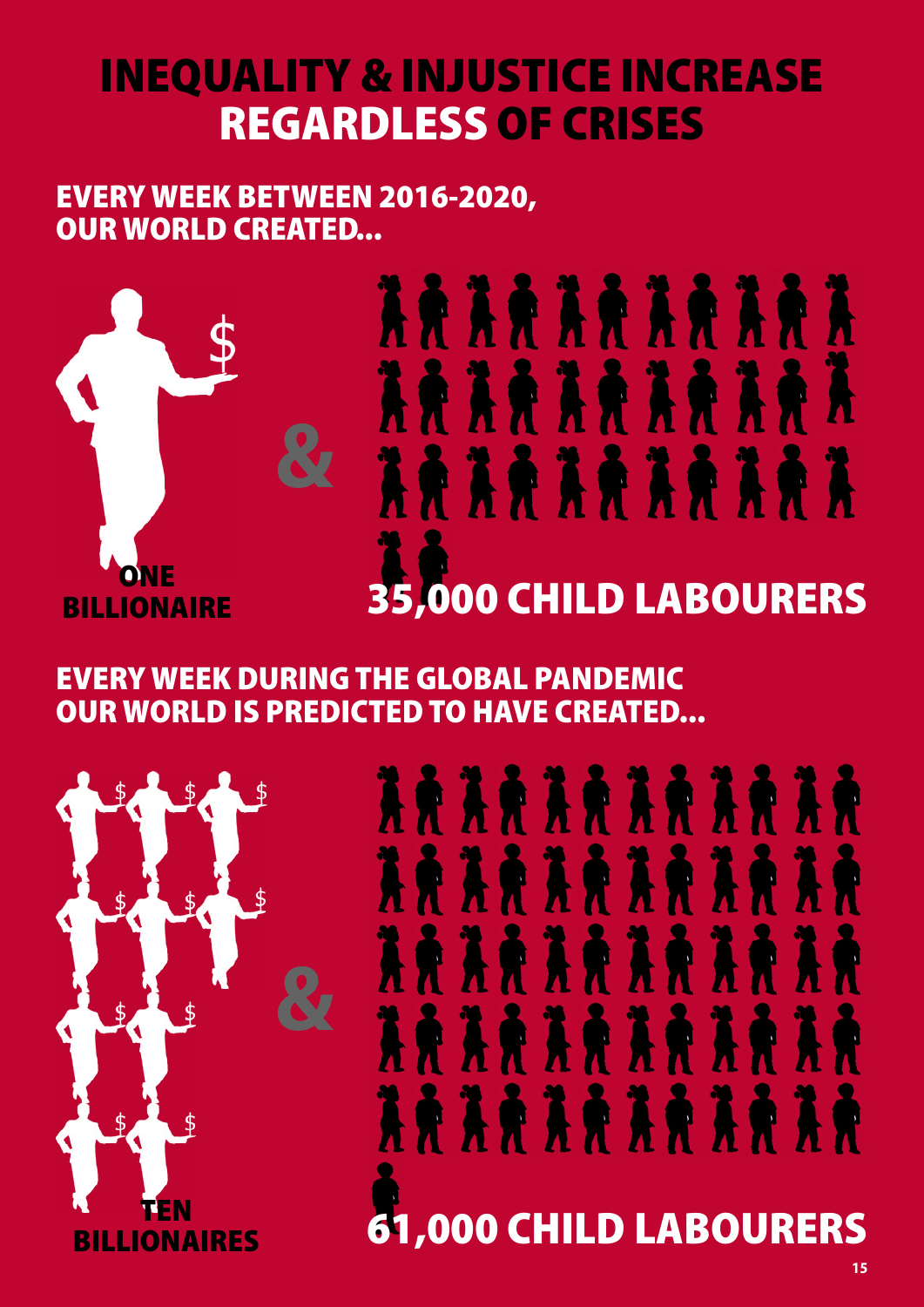# INEQUALITY & INJUSTICE INCREASE REGARDLESS OF CRISES

## EVERY WEEK BETWEEN 2016-2020, OUR WORLD CREATED...

ONE BILLIONAIRE

&

35,000 CHILD LABOURERS

## EVERY WEEK DURING THE GLOBAL PANDEMIC OUR WORLD IS PREDICTED TO HAVE CREATED...

TEN BILLIONAIRES

&

61,000 CHILD LABOURERS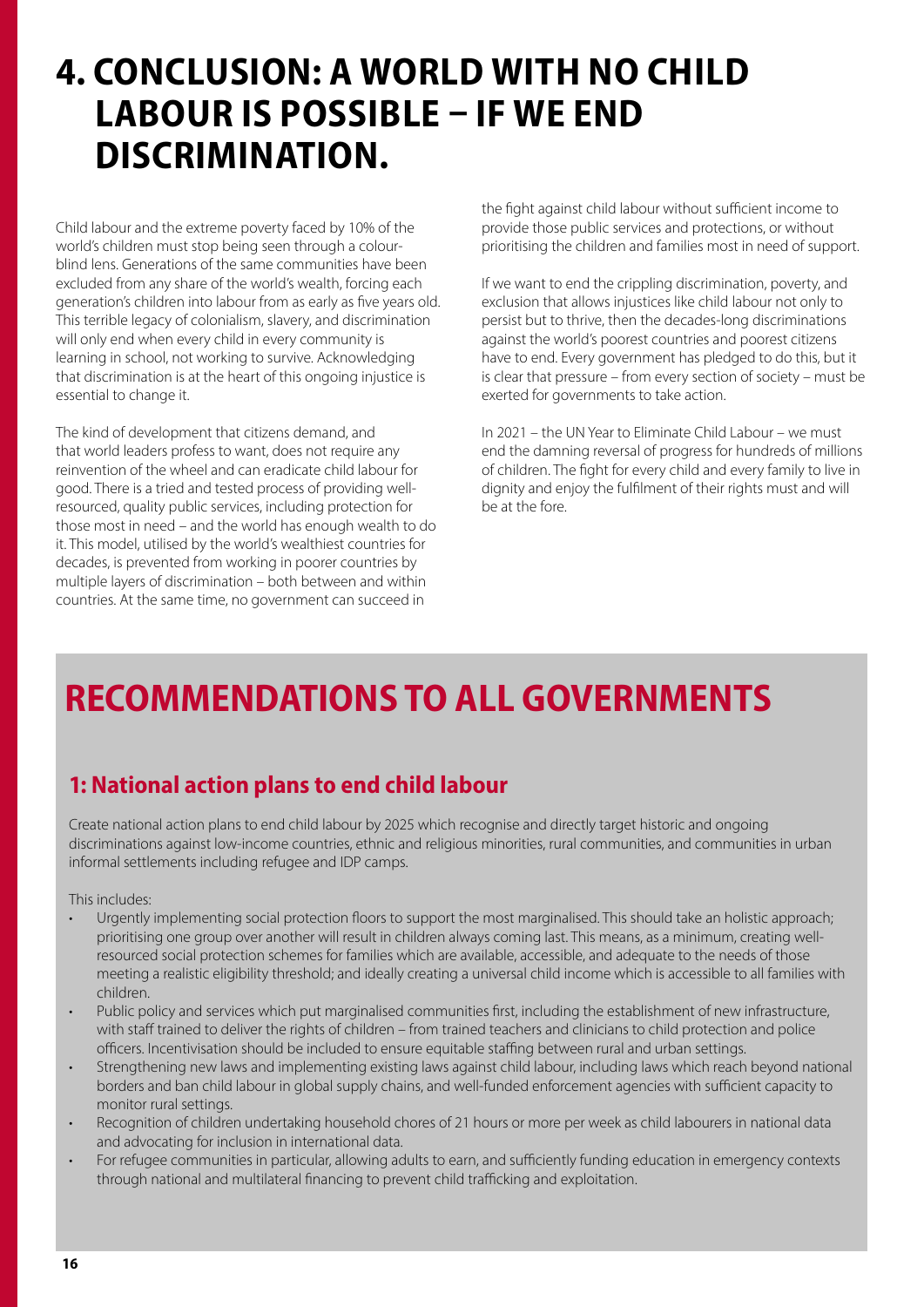# 4. CONCLUSION: A WORLD WITH NO CHILD LABOUR IS POSSIBLE – IF WE END DISCRIMINATION.

Child labour and the extreme poverty faced by 10% of the world's children must stop being seen through a colour-blind lens. Generations of the same communities have been excluded from any share of the world's wealth, forcing each generation's children into labour from as early as five years old. This terrible legacy of colonialism, slavery, and discrimination will only end when every child in every community is learning in school, not working to survive. Acknowledging that discrimination is at the heart of this ongoing injustice is essential to change it.

The kind of development that citizens demand, and that world leaders profess to want, does not require any reinvention of the wheel and can eradicate child labour for good. There is a tried and tested process of providing well-resourced, quality public services, including protection for those most in need – and the world has enough wealth to do it. This model, utilised by the world's wealthiest countries for decades, is prevented from working in poorer countries by multiple layers of discrimination – both between and within countries. At the same time, no government can succeed in the fight against child labour without sufficient income to provide those public services and protections, or without prioritising the children and families most in need of support.

If we want to end the crippling discrimination, poverty, and exclusion that allows injustices like child labour not only to persist but to thrive, then the decades-long discriminations against the world's poorest countries and poorest citizens have to end. Every government has pledged to do this, but it is clear that pressure – from every section of society – must be exerted for governments to take action.

In 2021 – the UN Year to Eliminate Child Labour – we must end the damning reversal of progress for hundreds of millions of children. The fight for every child and every family to live in dignity and enjoy the fulfilment of their rights must and will be at the fore.

# RECOMMENDATIONS TO ALL GOVERNMENTS

## 1: National action plans to end child labour

Create national action plans to end child labour by 2025 which recognise and directly target historic and ongoing discriminations against low-income countries, ethnic and religious minorities, rural communities, and communities in urban informal settlements including refugee and IDP camps.

This includes:

- Urgently implementing social protection floors to support the most marginalised. This should take an holistic approach; prioritising one group over another will result in children always coming last. This means, as a minimum, creating well-resourced social protection schemes for families which are available, accessible, and adequate to the needs of those meeting a realistic eligibility threshold; and ideally creating a universal child income which is accessible to all families with children.
- Public policy and services which put marginalised communities first, including the establishment of new infrastructure, with staff trained to deliver the rights of children – from trained teachers and clinicians to child protection and police officers. Incentivisation should be included to ensure equitable staffing between rural and urban settings.
- Strengthening new laws and implementing existing laws against child labour, including laws which reach beyond national borders and ban child labour in global supply chains, and well-funded enforcement agencies with sufficient capacity to monitor rural settings.
- Recognition of children undertaking household chores of 21 hours or more per week as child labourers in national data and advocating for inclusion in international data.
- For refugee communities in particular, allowing adults to earn, and sufficiently funding education in emergency contexts through national and multilateral financing to prevent child trafficking and exploitation.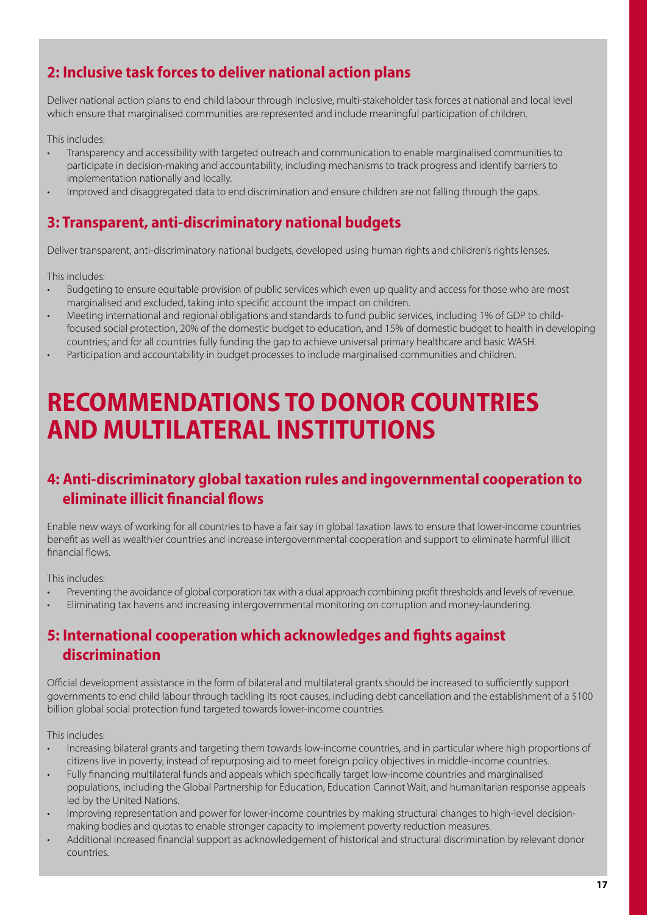## 2: Inclusive task forces to deliver national action plans

Deliver national action plans to end child labour through inclusive, multi-stakeholder task forces at national and local level which ensure that marginalised communities are represented and include meaningful participation of children.

This includes:

- Transparency and accessibility with targeted outreach and communication to enable marginalised communities to participate in decision-making and accountability, including mechanisms to track progress and identify barriers to implementation nationally and locally.
- Improved and disaggregated data to end discrimination and ensure children are not falling through the gaps.

## 3: Transparent, anti-discriminatory national budgets

Deliver transparent, anti-discriminatory national budgets, developed using human rights and children's rights lenses.

This includes:

- Budgeting to ensure equitable provision of public services which even up quality and access for those who are most marginalised and excluded, taking into specific account the impact on children.
- Meeting international and regional obligations and standards to fund public services, including 1% of GDP to child-focused social protection, 20% of the domestic budget to education, and 15% of domestic budget to health in developing countries; and for all countries fully funding the gap to achieve universal primary healthcare and basic WASH.
- Participation and accountability in budget processes to include marginalised communities and children.

# RECOMMENDATIONS TO DONOR COUNTRIES AND MULTILATERAL INSTITUTIONS

## 4: Anti-discriminatory global taxation rules and ingovernmental cooperation to eliminate illicit financial flows

Enable new ways of working for all countries to have a fair say in global taxation laws to ensure that lower-income countries benefit as well as wealthier countries and increase intergovernmental cooperation and support to eliminate harmful illicit financial flows.

This includes:

- Preventing the avoidance of global corporation tax with a dual approach combining profit thresholds and levels of revenue.
- Eliminating tax havens and increasing intergovernmental monitoring on corruption and money-laundering.

## 5: International cooperation which acknowledges and fights against discrimination

Official development assistance in the form of bilateral and multilateral grants should be increased to sufficiently support governments to end child labour through tackling its root causes, including debt cancellation and the establishment of a $100 billion global social protection fund targeted towards lower-income countries.

This includes:

- Increasing bilateral grants and targeting them towards low-income countries, and in particular where high proportions of citizens live in poverty, instead of repurposing aid to meet foreign policy objectives in middle-income countries.
- Fully financing multilateral funds and appeals which specifically target low-income countries and marginalised populations, including the Global Partnership for Education, Education Cannot Wait, and humanitarian response appeals led by the United Nations.
- Improving representation and power for lower-income countries by making structural changes to high-level decision-making bodies and quotas to enable stronger capacity to implement poverty reduction measures.
- Additional increased financial support as acknowledgement of historical and structural discrimination by relevant donor countries.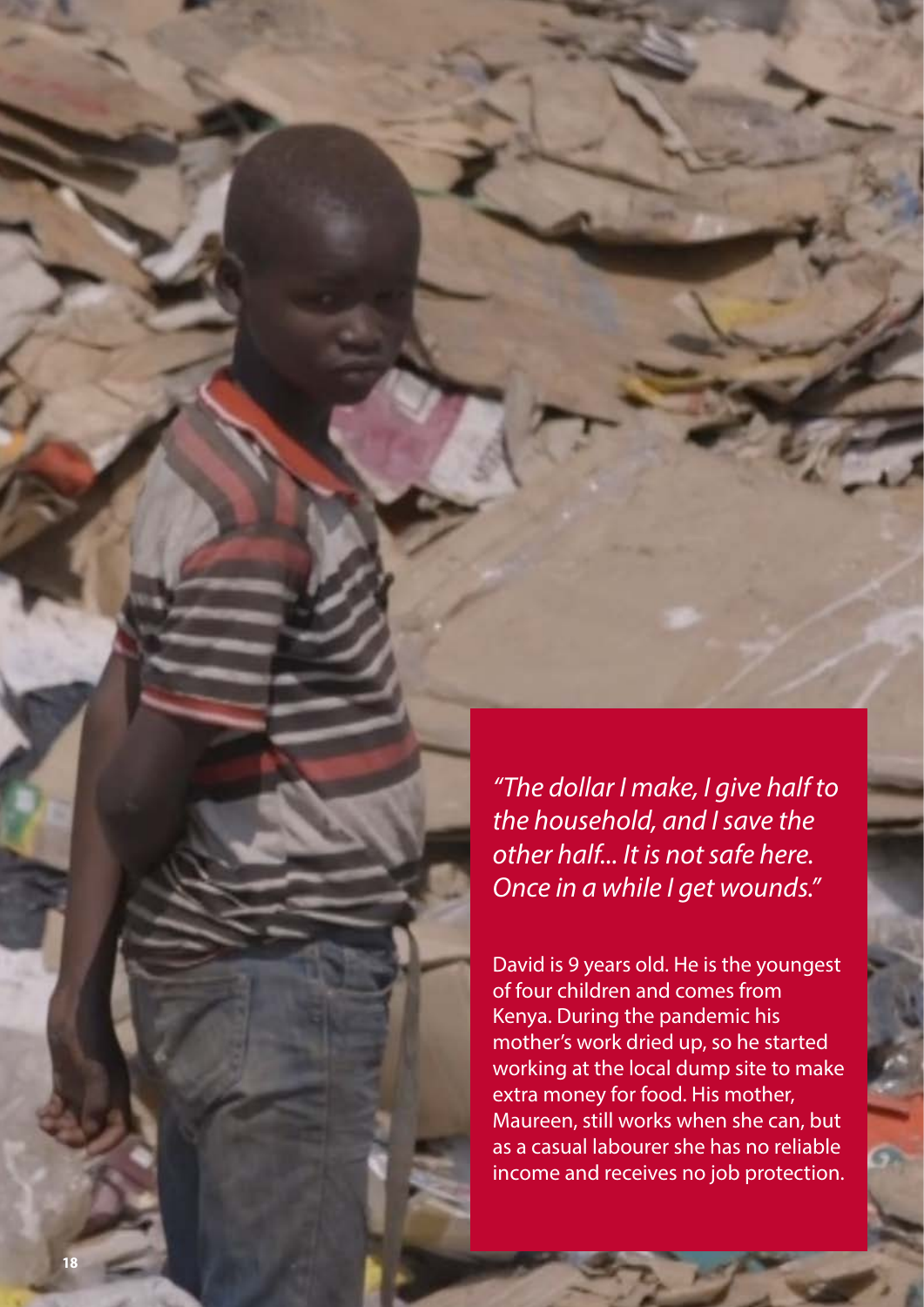*"The dollar I make, I give half to the household, and I save the other half... It is not safe here. Once in a while I get wounds."*

David is 9 years old. He is the youngest of four children and comes from Kenya. During the pandemic his mother's work dried up, so he started working at the local dump site to make extra money for food. His mother, Maureen, still works when she can, but as a casual labourer she has no reliable income and receives no job protection.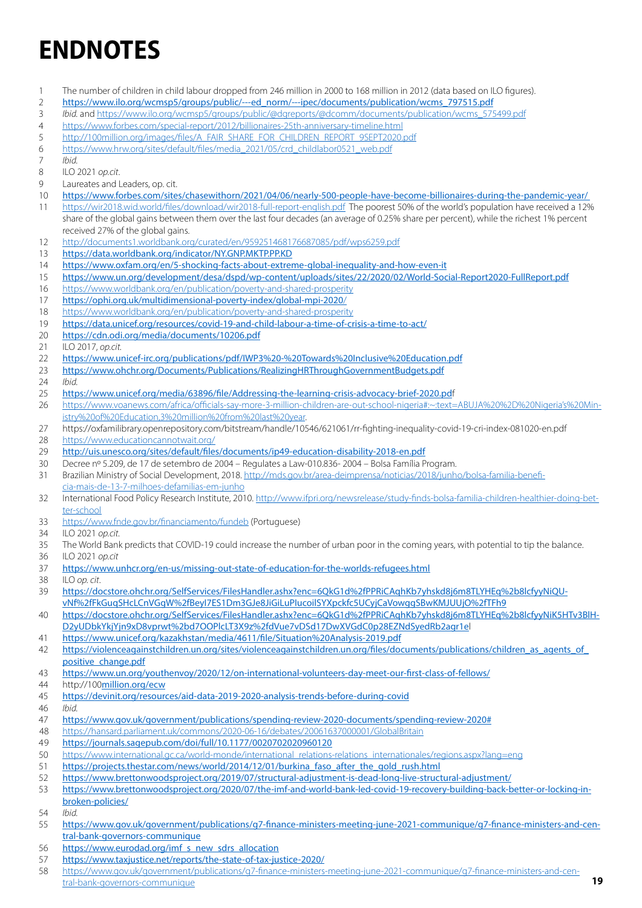# ENDNOTES

1. The number of children in child labour dropped from 246 million in 2000 to 168 million in 2012 (data based on ILO figures).
2. https://www.ilo.org/wcmsp5/groups/public/---ed_norm/---ipec/documents/publication/wcms_797515.pdf
3. *Ibid.* and https://www.ilo.org/wcmsp5/groups/public/@dgreports/@dcomm/documents/publication/wcms_575499.pdf
4. https://www.forbes.com/special-report/2012/billionaires-25th-anniversary-timeline.html
5. http://100million.org/images/files/A_FAIR_SHARE_FOR_CHILDREN_REPORT_9SEPT2020.pdf
6. https://www.hrw.org/sites/default/files/media_2021/05/crd_childlabor0521_web.pdf
7. *Ibid.*
8. ILO 2021 *op.cit.*
9. Laureates and Leaders, op. cit.
10. https://www.forbes.com/sites/chasewithorn/2021/04/06/nearly-500-people-have-become-billionaires-during-the-pandemic-year/
11. https://wir2018.wid.world/files/download/wir2018-full-report-english.pdf The poorest 50% of the world's population have received a 12% share of the global gains between them over the last four decades (an average of 0.25% share per percent), while the richest 1% percent received 27% of the global gains.
12. http://documents1.worldbank.org/curated/en/959251468176687085/pdf/wps6259.pdf
13. https://data.worldbank.org/indicator/NY.GNP.MKTP.PP.KD
14. https://www.oxfam.org/en/5-shocking-facts-about-extreme-global-inequality-and-how-even-it
15. https://www.un.org/development/desa/dspd/wp-content/uploads/sites/22/2020/02/World-Social-Report2020-FullReport.pdf
16. https://www.worldbank.org/en/publication/poverty-and-shared-prosperity
17. https://ophi.org.uk/multidimensional-poverty-index/global-mpi-2020/
18. https://www.worldbank.org/en/publication/poverty-and-shared-prosperity
19. https://data.unicef.org/resources/covid-19-and-child-labour-a-time-of-crisis-a-time-to-act/
20. https://cdn.odi.org/media/documents/10206.pdf
21. ILO 2017, *op.cit.*
22. https://www.unicef-irc.org/publications/pdf/IWP3%20-%20Towards%20Inclusive%20Education.pdf
23. https://www.ohchr.org/Documents/Publications/RealizingHRThroughGovernmentBudgets.pdf
24. *Ibid.*
25. https://www.unicef.org/media/63896/file/Addressing-the-learning-crisis-advocacy-brief-2020.pdf
26. https://www.voanews.com/africa/officials-say-more-3-million-children-are-out-school-nigeria#:~:text=ABUJA%20%2D%20Nigeria's%20Ministry%20of%20Education,3%20million%20from%20last%20year.
27. https://oxfamilibrary.openrepository.com/bitstream/handle/10546/621061/rr-fighting-inequality-covid-19-cri-index-081020-en.pdf
28. https://www.educationcannotwait.org/
29. http://uis.unesco.org/sites/default/files/documents/ip49-education-disability-2018-en.pdf
30. Decree nº 5.209, de 17 de setembro de 2004 – Regulates a Law-010.836- 2004 – Bolsa Família Program.
31. Brazilian Ministry of Social Development, 2018. http://mds.gov.br/area-deimprensa/noticias/2018/junho/bolsa-familia-beneficia-mais-de-13-7-milhoes-defamilias-em-junho
32. International Food Policy Research Institute, 2010. http://www.ifpri.org/newsrelease/study-finds-bolsa-familia-children-healthier-doing-better-school
33. https://www.fnde.gov.br/financiamento/fundeb (Portuguese)
34. ILO 2021 *op.cit.*
35. The World Bank predicts that COVID-19 could increase the number of urban poor in the coming years, with potential to tip the balance.
36. ILO 2021 *op.cit*
37. https://www.unhcr.org/en-us/missing-out-state-of-education-for-the-worlds-refugees.html
38. ILO *op. cit.*
39. https://docstore.ohchr.org/SelfServices/FilesHandler.ashx?enc=6QkG1d%2fPPRiCAqhKb7yhskd8j6m8TLYHEq%2b8lcfyyNiQU-vNf%2fFkGuqSHcLCnVGqW%2fBeyI7ES1Dm3GJe8JiGiLuPlucoilSYXpckfc5UCyjCaVowqgSBwKMJUUjO%2fTFh9
40. https://docstore.ohchr.org/SelfServices/FilesHandler.ashx?enc=6QkG1d%2fPPRiCAqhKb7yhskd8j6m8TLYHEq%2b8lcfyyNiK5HTv3BlH-D2yUDbkYkjYjn9xD8vprwt%2bd7OOPlcLT3X9z%2fdVue7vDSd17DwXVGdC0p28EZNdSyedRb2agr1el
41. https://www.unicef.org/kazakhstan/media/4611/file/Situation%20Analysis-2019.pdf
42. https://violenceagainstchildren.un.org/sites/violenceagainstchildren.un.org/files/documents/publications/children_as_agents_of_positive_change.pdf
43. https://www.un.org/youthenvoy/2020/12/on-international-volunteers-day-meet-our-first-class-of-fellows/
44. http://100million.org/ecw
45. https://devinit.org/resources/aid-data-2019-2020-analysis-trends-before-during-covid
46. *Ibid.*
47. https://www.gov.uk/government/publications/spending-review-2020-documents/spending-review-2020#
48. https://hansard.parliament.uk/commons/2020-06-16/debates/20061637000001/GlobalBritain
49. https://journals.sagepub.com/doi/full/10.1177/0020702020960120
50. https://www.international.gc.ca/world-monde/international_relations-relations_internationales/regions.aspx?lang=eng
51. https://projects.thestar.com/news/world/2014/12/01/burkina_faso_after_the_gold_rush.html
52. https://www.brettonwoodsproject.org/2019/07/structural-adjustment-is-dead-long-live-structural-adjustment/
53. https://www.brettonwoodsproject.org/2020/07/the-imf-and-world-bank-led-covid-19-recovery-building-back-better-or-locking-in-broken-policies/
54. *Ibid.*
55. https://www.gov.uk/government/publications/g7-finance-ministers-meeting-june-2021-communique/g7-finance-ministers-and-central-bank-governors-communique
56. https://www.eurodad.org/imf_s_new_sdrs_allocation
57. https://www.taxjustice.net/reports/the-state-of-tax-justice-2020/
58. https://www.gov.uk/government/publications/g7-finance-ministers-meeting-june-2021-communique/g7-finance-ministers-and-central-bank-governors-communique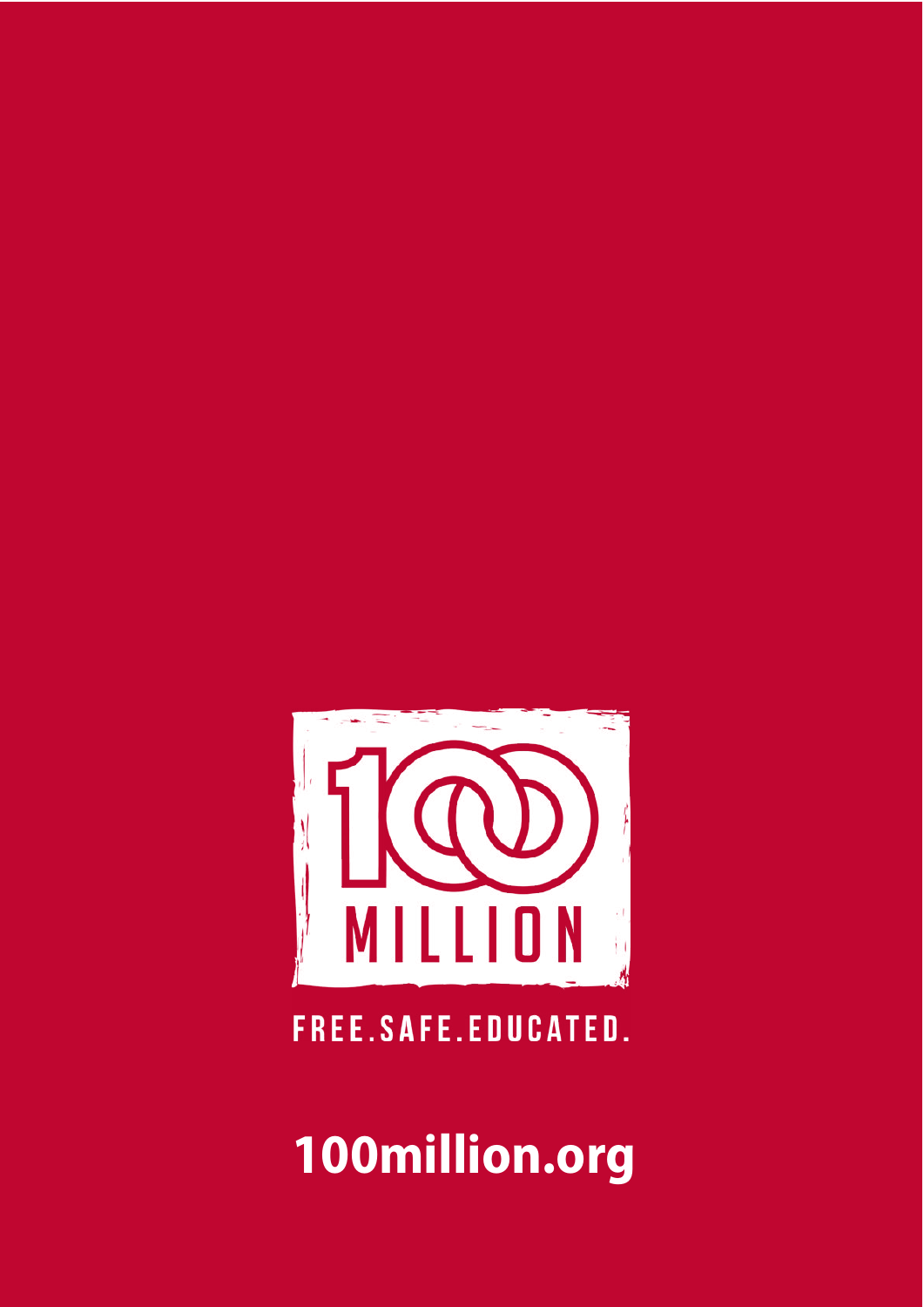100 MILLION

FREE.SAFE.EDUCATED.

**100million.org**